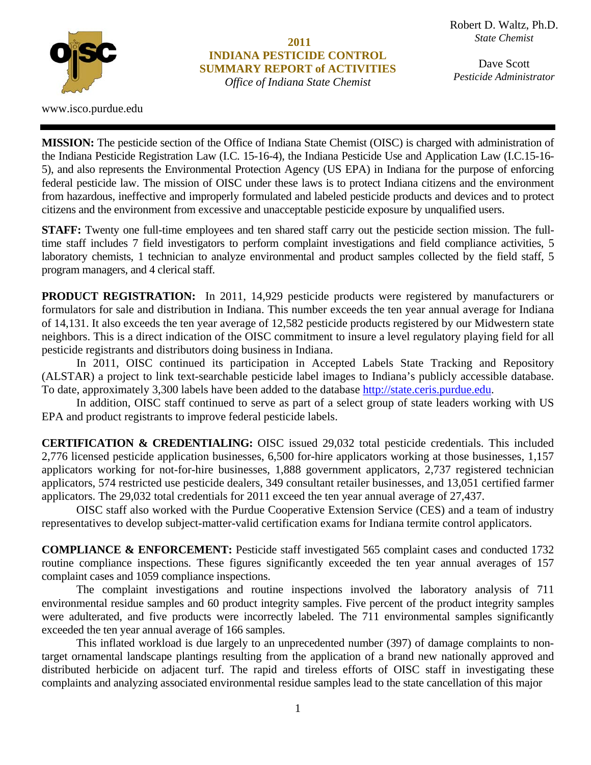# 2011 INDIANA PESTICIDE CONTROL SUMMARY REPORT of ACTIVITIES

*Office of Indiana State Chemist*

Robert D. Waltz, Ph.D.
*State Chemist*

Dave Scott
*Pesticide Administrator*

www.isco.purdue.edu

---

**MISSION:** The pesticide section of the Office of Indiana State Chemist (OISC) is charged with administration of the Indiana Pesticide Registration Law (I.C. 15-16-4), the Indiana Pesticide Use and Application Law (I.C.15-16-5), and also represents the Environmental Protection Agency (US EPA) in Indiana for the purpose of enforcing federal pesticide law. The mission of OISC under these laws is to protect Indiana citizens and the environment from hazardous, ineffective and improperly formulated and labeled pesticide products and devices and to protect citizens and the environment from excessive and unacceptable pesticide exposure by unqualified users.

**STAFF:** Twenty one full-time employees and ten shared staff carry out the pesticide section mission. The full-time staff includes 7 field investigators to perform complaint investigations and field compliance activities, 5 laboratory chemists, 1 technician to analyze environmental and product samples collected by the field staff, 5 program managers, and 4 clerical staff.

**PRODUCT REGISTRATION:** In 2011, 14,929 pesticide products were registered by manufacturers or formulators for sale and distribution in Indiana. This number exceeds the ten year annual average for Indiana of 14,131. It also exceeds the ten year average of 12,582 pesticide products registered by our Midwestern state neighbors. This is a direct indication of the OISC commitment to insure a level regulatory playing field for all pesticide registrants and distributors doing business in Indiana.

In 2011, OISC continued its participation in Accepted Labels State Tracking and Repository (ALSTAR) a project to link text-searchable pesticide label images to Indiana's publicly accessible database. To date, approximately 3,300 labels have been added to the database http://state.ceris.purdue.edu.

In addition, OISC staff continued to serve as part of a select group of state leaders working with US EPA and product registrants to improve federal pesticide labels.

**CERTIFICATION & CREDENTIALING:** OISC issued 29,032 total pesticide credentials. This included 2,776 licensed pesticide application businesses, 6,500 for-hire applicators working at those businesses, 1,157 applicators working for not-for-hire businesses, 1,888 government applicators, 2,737 registered technician applicators, 574 restricted use pesticide dealers, 349 consultant retailer businesses, and 13,051 certified farmer applicators. The 29,032 total credentials for 2011 exceed the ten year annual average of 27,437.

OISC staff also worked with the Purdue Cooperative Extension Service (CES) and a team of industry representatives to develop subject-matter-valid certification exams for Indiana termite control applicators.

**COMPLIANCE & ENFORCEMENT:** Pesticide staff investigated 565 complaint cases and conducted 1732 routine compliance inspections. These figures significantly exceeded the ten year annual averages of 157 complaint cases and 1059 compliance inspections.

The complaint investigations and routine inspections involved the laboratory analysis of 711 environmental residue samples and 60 product integrity samples. Five percent of the product integrity samples were adulterated, and five products were incorrectly labeled. The 711 environmental samples significantly exceeded the ten year annual average of 166 samples.

This inflated workload is due largely to an unprecedented number (397) of damage complaints to non-target ornamental landscape plantings resulting from the application of a brand new nationally approved and distributed herbicide on adjacent turf. The rapid and tireless efforts of OISC staff in investigating these complaints and analyzing associated environmental residue samples lead to the state cancellation of this major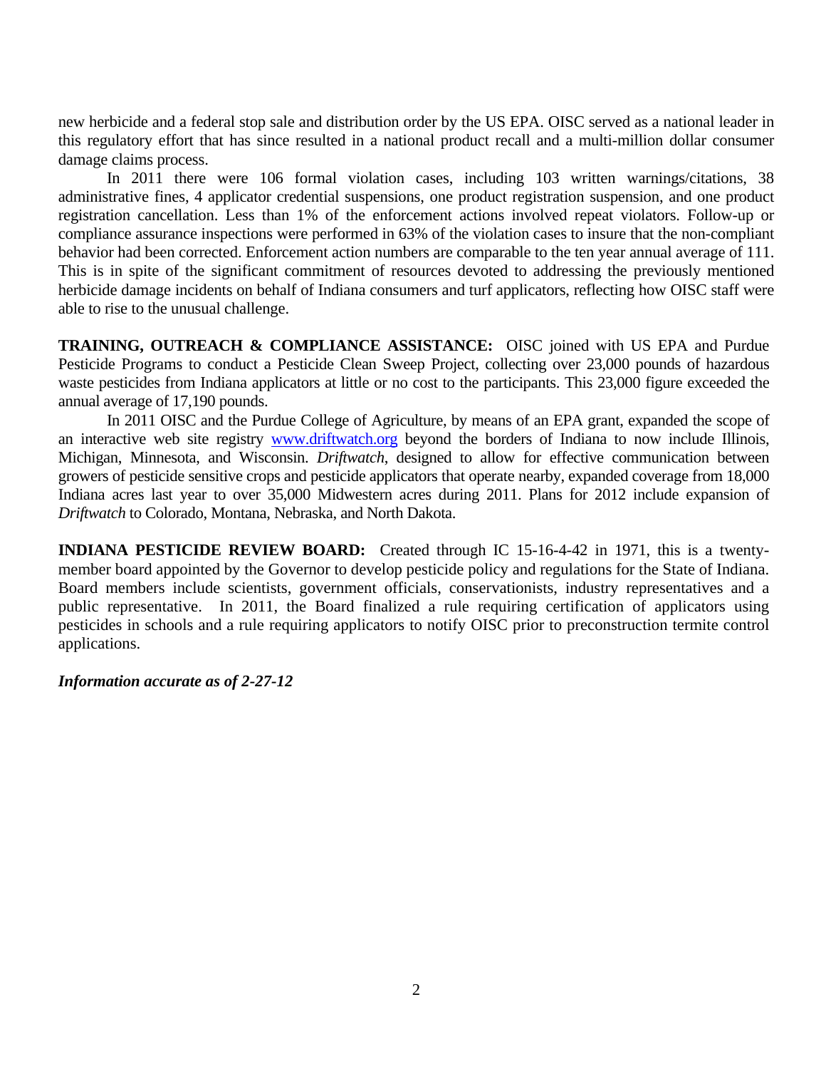new herbicide and a federal stop sale and distribution order by the US EPA. OISC served as a national leader in this regulatory effort that has since resulted in a national product recall and a multi-million dollar consumer damage claims process.

In 2011 there were 106 formal violation cases, including 103 written warnings/citations, 38 administrative fines, 4 applicator credential suspensions, one product registration suspension, and one product registration cancellation. Less than 1% of the enforcement actions involved repeat violators. Follow-up or compliance assurance inspections were performed in 63% of the violation cases to insure that the non-compliant behavior had been corrected. Enforcement action numbers are comparable to the ten year annual average of 111. This is in spite of the significant commitment of resources devoted to addressing the previously mentioned herbicide damage incidents on behalf of Indiana consumers and turf applicators, reflecting how OISC staff were able to rise to the unusual challenge.

**TRAINING, OUTREACH & COMPLIANCE ASSISTANCE:** OISC joined with US EPA and Purdue Pesticide Programs to conduct a Pesticide Clean Sweep Project, collecting over 23,000 pounds of hazardous waste pesticides from Indiana applicators at little or no cost to the participants. This 23,000 figure exceeded the annual average of 17,190 pounds.

In 2011 OISC and the Purdue College of Agriculture, by means of an EPA grant, expanded the scope of an interactive web site registry [www.driftwatch.org](http://www.driftwatch.org) beyond the borders of Indiana to now include Illinois, Michigan, Minnesota, and Wisconsin. *Driftwatch*, designed to allow for effective communication between growers of pesticide sensitive crops and pesticide applicators that operate nearby, expanded coverage from 18,000 Indiana acres last year to over 35,000 Midwestern acres during 2011. Plans for 2012 include expansion of *Driftwatch* to Colorado, Montana, Nebraska, and North Dakota.

**INDIANA PESTICIDE REVIEW BOARD:** Created through IC 15-16-4-42 in 1971, this is a twenty-member board appointed by the Governor to develop pesticide policy and regulations for the State of Indiana. Board members include scientists, government officials, conservationists, industry representatives and a public representative. In 2011, the Board finalized a rule requiring certification of applicators using pesticides in schools and a rule requiring applicators to notify OISC prior to preconstruction termite control applications.

***Information accurate as of 2-27-12***